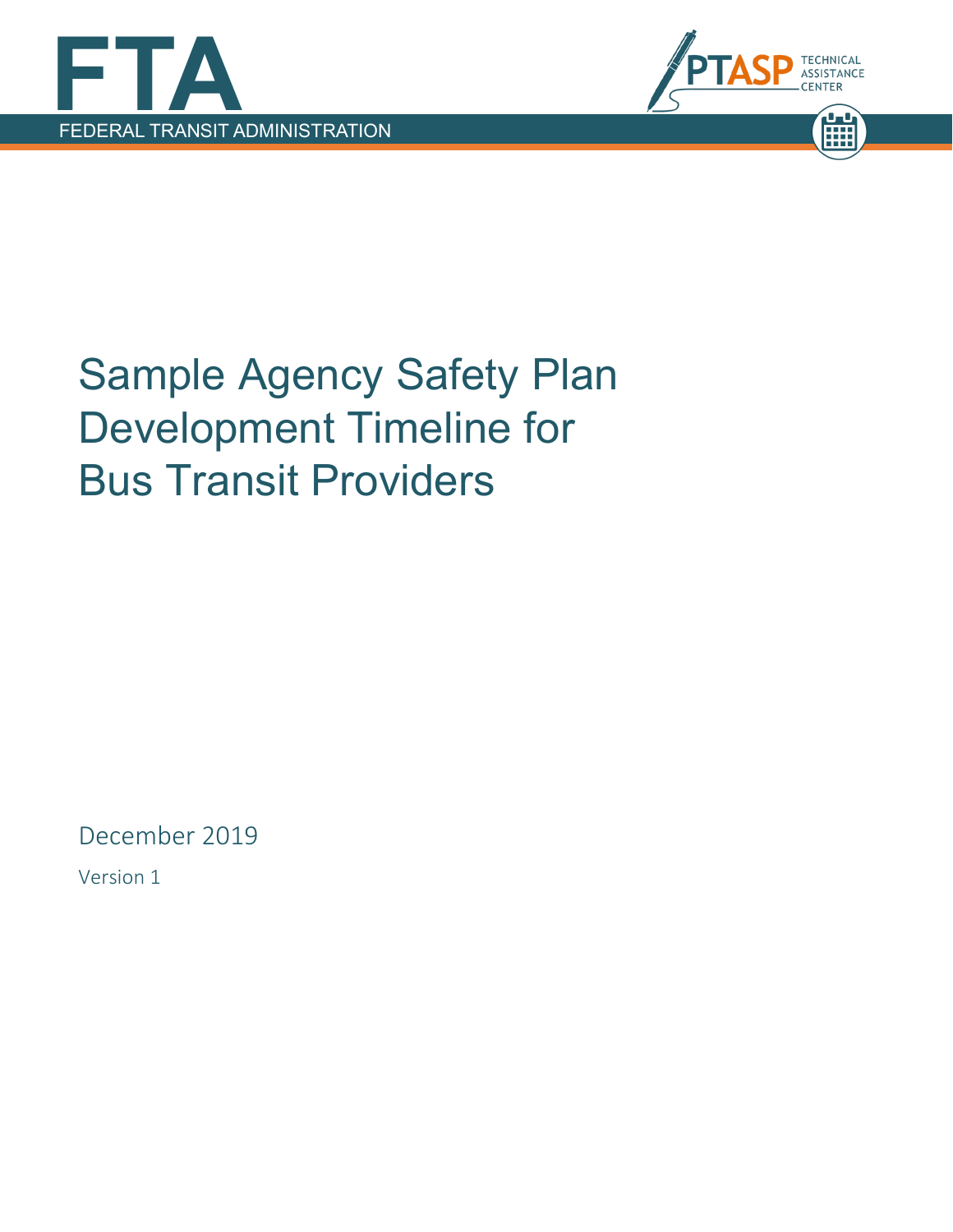FTA

FEDERAL TRANSIT ADMINISTRATION

PTASP TECHNICAL ASSISTANCE CENTER

# Sample Agency Safety Plan Development Timeline for Bus Transit Providers

December 2019

Version 1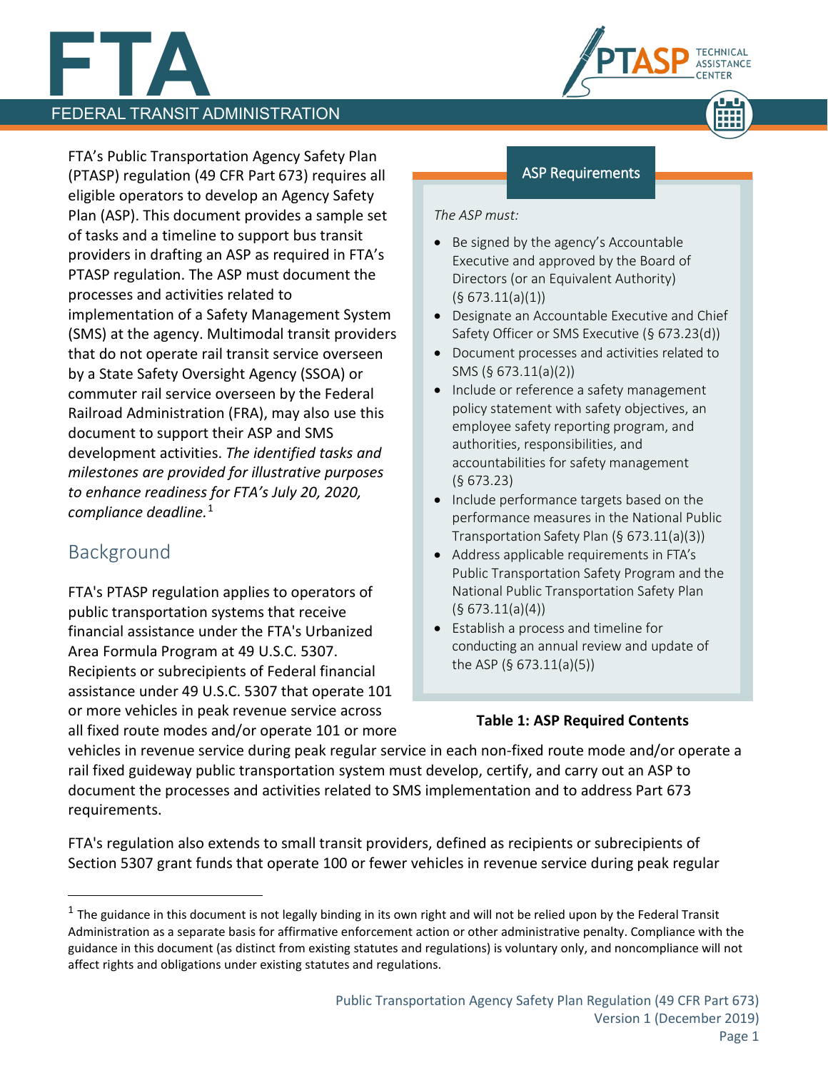FTA's Public Transportation Agency Safety Plan (PTASP) regulation (49 CFR Part 673) requires all eligible operators to develop an Agency Safety Plan (ASP). This document provides a sample set of tasks and a timeline to support bus transit providers in drafting an ASP as required in FTA's PTASP regulation. The ASP must document the processes and activities related to implementation of a Safety Management System (SMS) at the agency. Multimodal transit providers that do not operate rail transit service overseen by a State Safety Oversight Agency (SSOA) or commuter rail service overseen by the Federal Railroad Administration (FRA), may also use this document to support their ASP and SMS development activities. *The identified tasks and milestones are provided for illustrative purposes to enhance readiness for FTA's July 20, 2020, compliance deadline.*[1]

## Background

FTA's PTASP regulation applies to operators of public transportation systems that receive financial assistance under the FTA's Urbanized Area Formula Program at 49 U.S.C. 5307. Recipients or subrecipients of Federal financial assistance under 49 U.S.C. 5307 that operate 101 or more vehicles in peak revenue service across all fixed route modes and/or operate 101 or more vehicles in revenue service during peak regular service in each non-fixed route mode and/or operate a rail fixed guideway public transportation system must develop, certify, and carry out an ASP to document the processes and activities related to SMS implementation and to address Part 673 requirements.

FTA's regulation also extends to small transit providers, defined as recipients or subrecipients of Section 5307 grant funds that operate 100 or fewer vehicles in revenue service during peak regular

### ASP Requirements

*The ASP must:*

- Be signed by the agency's Accountable Executive and approved by the Board of Directors (or an Equivalent Authority) (§ 673.11(a)(1))
- Designate an Accountable Executive and Chief Safety Officer or SMS Executive (§ 673.23(d))
- Document processes and activities related to SMS (§ 673.11(a)(2))
- Include or reference a safety management policy statement with safety objectives, an employee safety reporting program, and authorities, responsibilities, and accountabilities for safety management (§ 673.23)
- Include performance targets based on the performance measures in the National Public Transportation Safety Plan (§ 673.11(a)(3))
- Address applicable requirements in FTA's Public Transportation Safety Program and the National Public Transportation Safety Plan (§ 673.11(a)(4))
- Establish a process and timeline for conducting an annual review and update of the ASP (§ 673.11(a)(5))

**Table 1: ASP Required Contents**

---

[1] The guidance in this document is not legally binding in its own right and will not be relied upon by the Federal Transit Administration as a separate basis for affirmative enforcement action or other administrative penalty. Compliance with the guidance in this document (as distinct from existing statutes and regulations) is voluntary only, and noncompliance will not affect rights and obligations under existing statutes and regulations.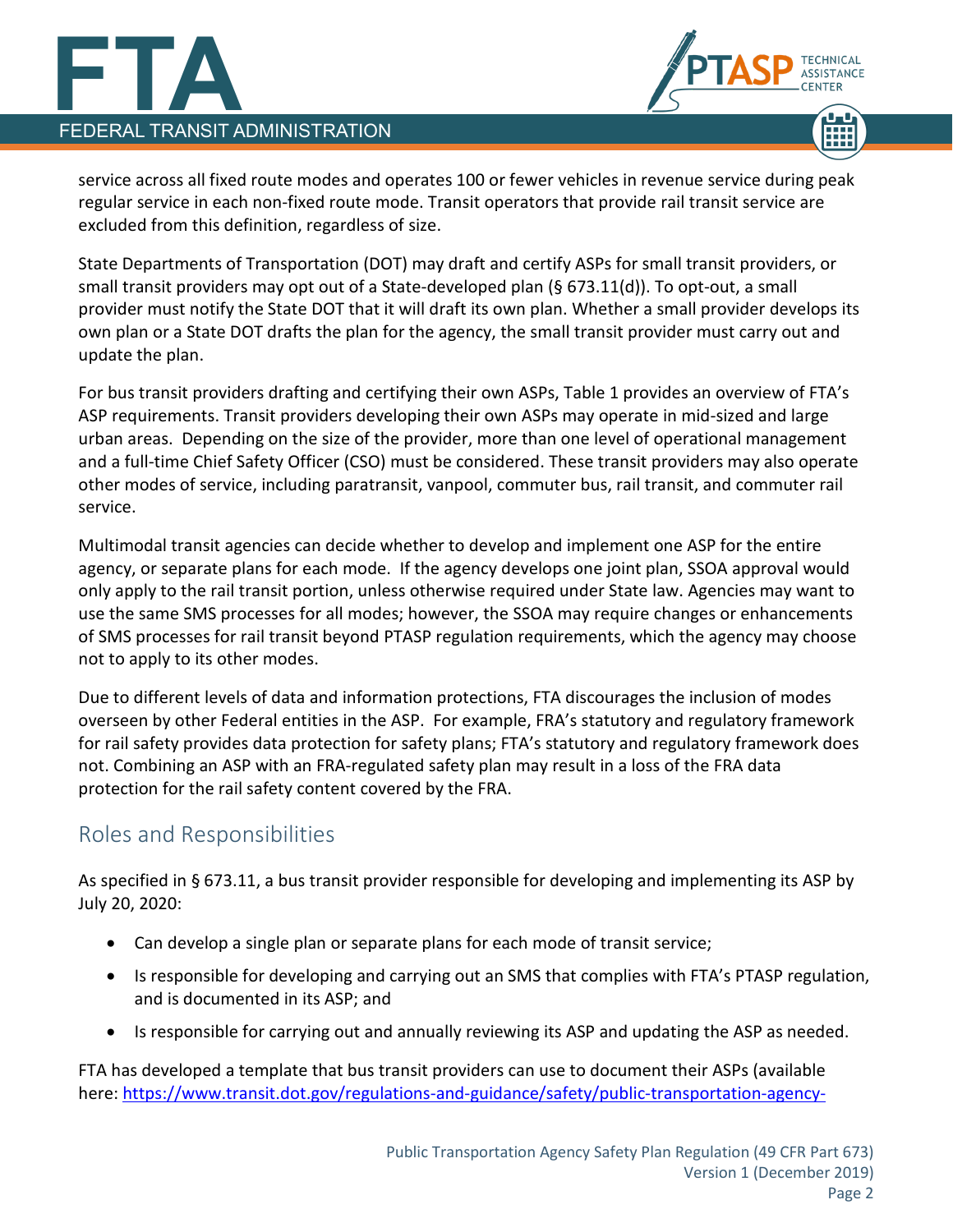service across all fixed route modes and operates 100 or fewer vehicles in revenue service during peak regular service in each non-fixed route mode. Transit operators that provide rail transit service are excluded from this definition, regardless of size.

State Departments of Transportation (DOT) may draft and certify ASPs for small transit providers, or small transit providers may opt out of a State-developed plan (§ 673.11(d)). To opt-out, a small provider must notify the State DOT that it will draft its own plan. Whether a small provider develops its own plan or a State DOT drafts the plan for the agency, the small transit provider must carry out and update the plan.

For bus transit providers drafting and certifying their own ASPs, Table 1 provides an overview of FTA's ASP requirements. Transit providers developing their own ASPs may operate in mid-sized and large urban areas. Depending on the size of the provider, more than one level of operational management and a full-time Chief Safety Officer (CSO) must be considered. These transit providers may also operate other modes of service, including paratransit, vanpool, commuter bus, rail transit, and commuter rail service.

Multimodal transit agencies can decide whether to develop and implement one ASP for the entire agency, or separate plans for each mode. If the agency develops one joint plan, SSOA approval would only apply to the rail transit portion, unless otherwise required under State law. Agencies may want to use the same SMS processes for all modes; however, the SSOA may require changes or enhancements of SMS processes for rail transit beyond PTASP regulation requirements, which the agency may choose not to apply to its other modes.

Due to different levels of data and information protections, FTA discourages the inclusion of modes overseen by other Federal entities in the ASP. For example, FRA's statutory and regulatory framework for rail safety provides data protection for safety plans; FTA's statutory and regulatory framework does not. Combining an ASP with an FRA-regulated safety plan may result in a loss of the FRA data protection for the rail safety content covered by the FRA.

## Roles and Responsibilities

As specified in § 673.11, a bus transit provider responsible for developing and implementing its ASP by July 20, 2020:

- Can develop a single plan or separate plans for each mode of transit service;
- Is responsible for developing and carrying out an SMS that complies with FTA's PTASP regulation, and is documented in its ASP; and
- Is responsible for carrying out and annually reviewing its ASP and updating the ASP as needed.

FTA has developed a template that bus transit providers can use to document their ASPs (available here: https://www.transit.dot.gov/regulations-and-guidance/safety/public-transportation-agency-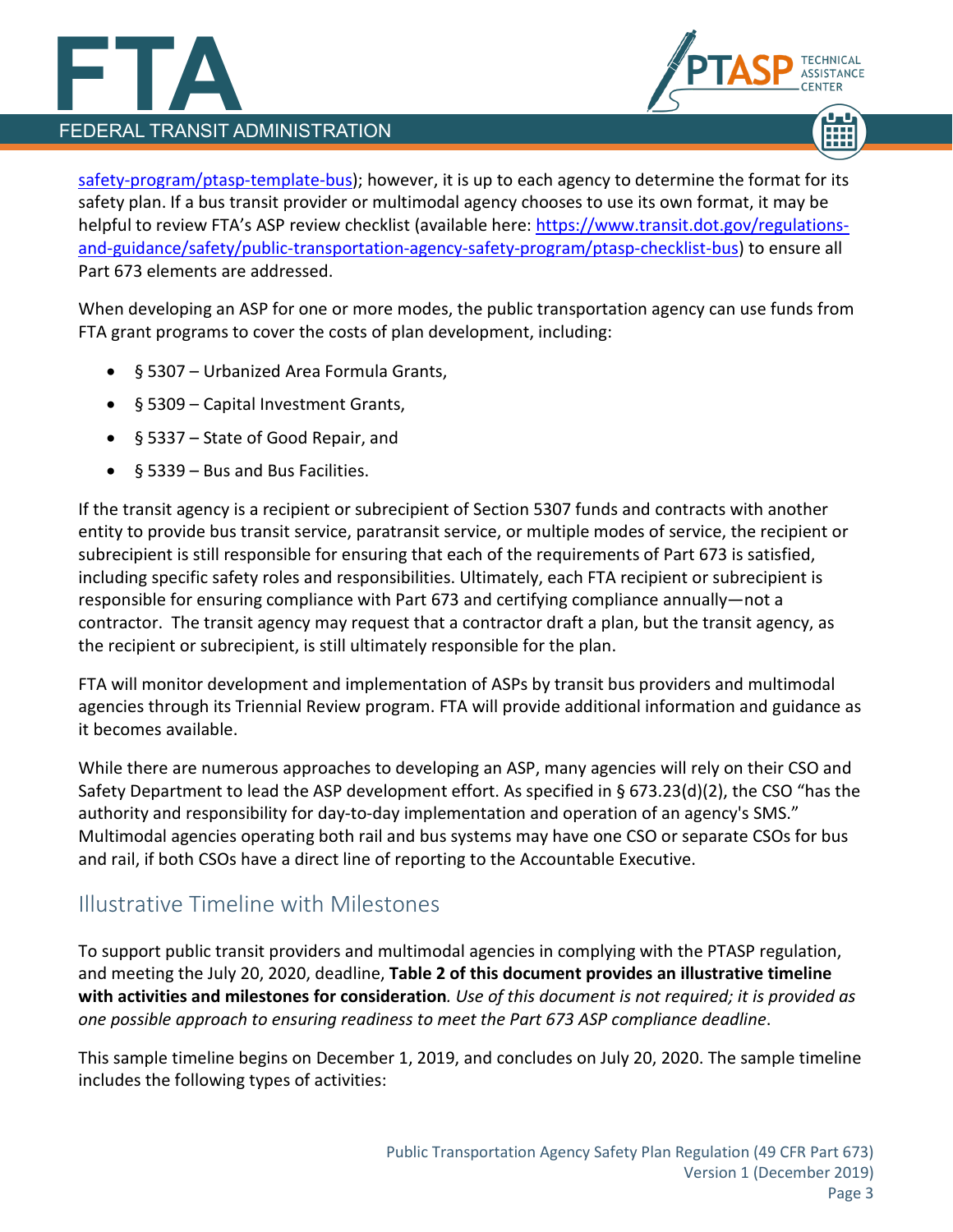safety-program/ptasp-template-bus); however, it is up to each agency to determine the format for its safety plan. If a bus transit provider or multimodal agency chooses to use its own format, it may be helpful to review FTA's ASP review checklist (available here: https://www.transit.dot.gov/regulations-and-guidance/safety/public-transportation-agency-safety-program/ptasp-checklist-bus) to ensure all Part 673 elements are addressed.

When developing an ASP for one or more modes, the public transportation agency can use funds from FTA grant programs to cover the costs of plan development, including:

- § 5307 – Urbanized Area Formula Grants,
- § 5309 – Capital Investment Grants,
- § 5337 – State of Good Repair, and
- § 5339 – Bus and Bus Facilities.

If the transit agency is a recipient or subrecipient of Section 5307 funds and contracts with another entity to provide bus transit service, paratransit service, or multiple modes of service, the recipient or subrecipient is still responsible for ensuring that each of the requirements of Part 673 is satisfied, including specific safety roles and responsibilities. Ultimately, each FTA recipient or subrecipient is responsible for ensuring compliance with Part 673 and certifying compliance annually—not a contractor. The transit agency may request that a contractor draft a plan, but the transit agency, as the recipient or subrecipient, is still ultimately responsible for the plan.

FTA will monitor development and implementation of ASPs by transit bus providers and multimodal agencies through its Triennial Review program. FTA will provide additional information and guidance as it becomes available.

While there are numerous approaches to developing an ASP, many agencies will rely on their CSO and Safety Department to lead the ASP development effort. As specified in § 673.23(d)(2), the CSO "has the authority and responsibility for day-to-day implementation and operation of an agency's SMS." Multimodal agencies operating both rail and bus systems may have one CSO or separate CSOs for bus and rail, if both CSOs have a direct line of reporting to the Accountable Executive.

## Illustrative Timeline with Milestones

To support public transit providers and multimodal agencies in complying with the PTASP regulation, and meeting the July 20, 2020, deadline, **Table 2 of this document provides an illustrative timeline with activities and milestones for consideration**. *Use of this document is not required; it is provided as one possible approach to ensuring readiness to meet the Part 673 ASP compliance deadline*.

This sample timeline begins on December 1, 2019, and concludes on July 20, 2020. The sample timeline includes the following types of activities: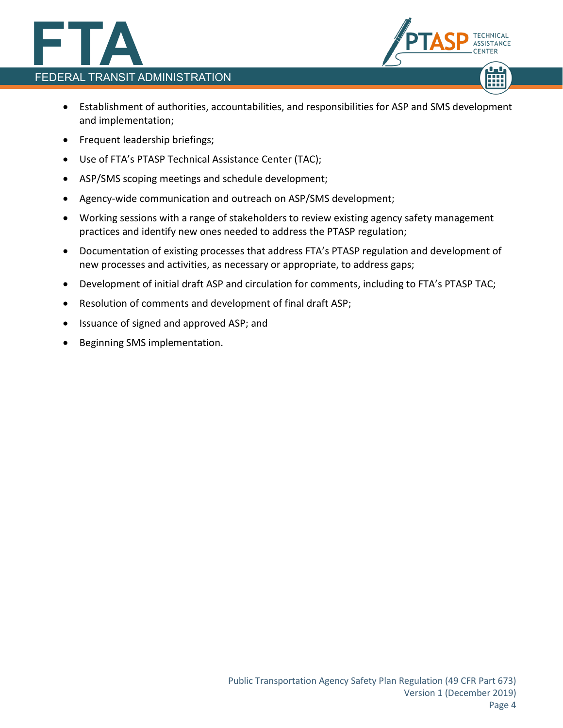- Establishment of authorities, accountabilities, and responsibilities for ASP and SMS development and implementation;
- Frequent leadership briefings;
- Use of FTA's PTASP Technical Assistance Center (TAC);
- ASP/SMS scoping meetings and schedule development;
- Agency-wide communication and outreach on ASP/SMS development;
- Working sessions with a range of stakeholders to review existing agency safety management practices and identify new ones needed to address the PTASP regulation;
- Documentation of existing processes that address FTA's PTASP regulation and development of new processes and activities, as necessary or appropriate, to address gaps;
- Development of initial draft ASP and circulation for comments, including to FTA's PTASP TAC;
- Resolution of comments and development of final draft ASP;
- Issuance of signed and approved ASP; and
- Beginning SMS implementation.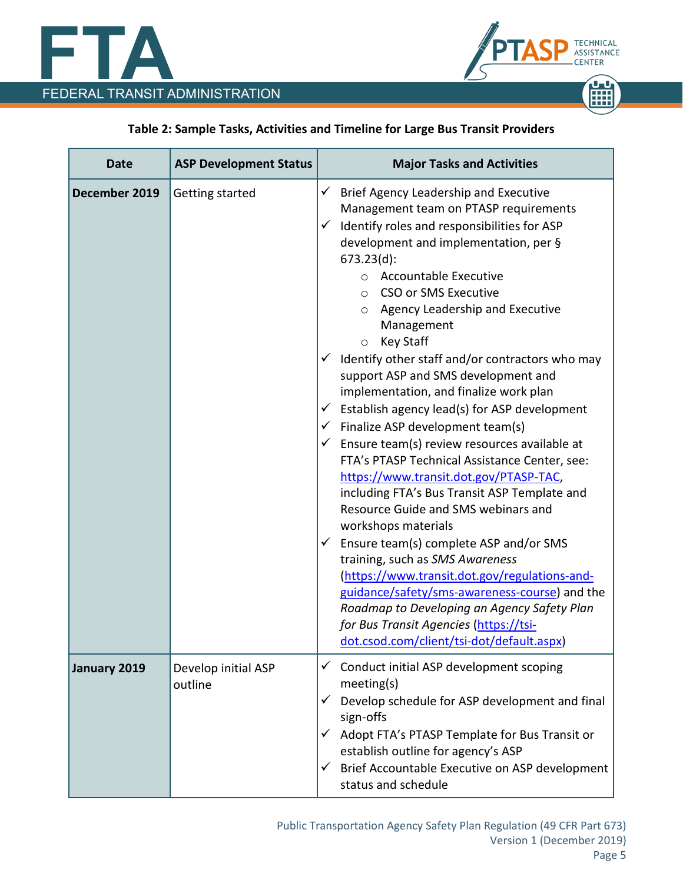**Table 2: Sample Tasks, Activities and Timeline for Large Bus Transit Providers**

| Date | ASP Development Status | Major Tasks and Activities |
|---|---|---|
| **December 2019** | Getting started | ✓ Brief Agency Leadership and Executive Management team on PTASP requirements<br>✓ Identify roles and responsibilities for ASP development and implementation, per § 673.23(d):<br>○ Accountable Executive<br>○ CSO or SMS Executive<br>○ Agency Leadership and Executive Management<br>○ Key Staff<br>✓ Identify other staff and/or contractors who may support ASP and SMS development and implementation, and finalize work plan<br>✓ Establish agency lead(s) for ASP development<br>✓ Finalize ASP development team(s)<br>✓ Ensure team(s) review resources available at FTA's PTASP Technical Assistance Center, see: https://www.transit.dot.gov/PTASP-TAC, including FTA's Bus Transit ASP Template and Resource Guide and SMS webinars and workshops materials<br>✓ Ensure team(s) complete ASP and/or SMS training, such as *SMS Awareness* (https://www.transit.dot.gov/regulations-and-guidance/safety/sms-awareness-course) and the *Roadmap to Developing an Agency Safety Plan for Bus Transit Agencies* (https://tsi-dot.csod.com/client/tsi-dot/default.aspx) |
| **January 2019** | Develop initial ASP outline | ✓ Conduct initial ASP development scoping meeting(s)<br>✓ Develop schedule for ASP development and final sign-offs<br>✓ Adopt FTA's PTASP Template for Bus Transit or establish outline for agency's ASP<br>✓ Brief Accountable Executive on ASP development status and schedule |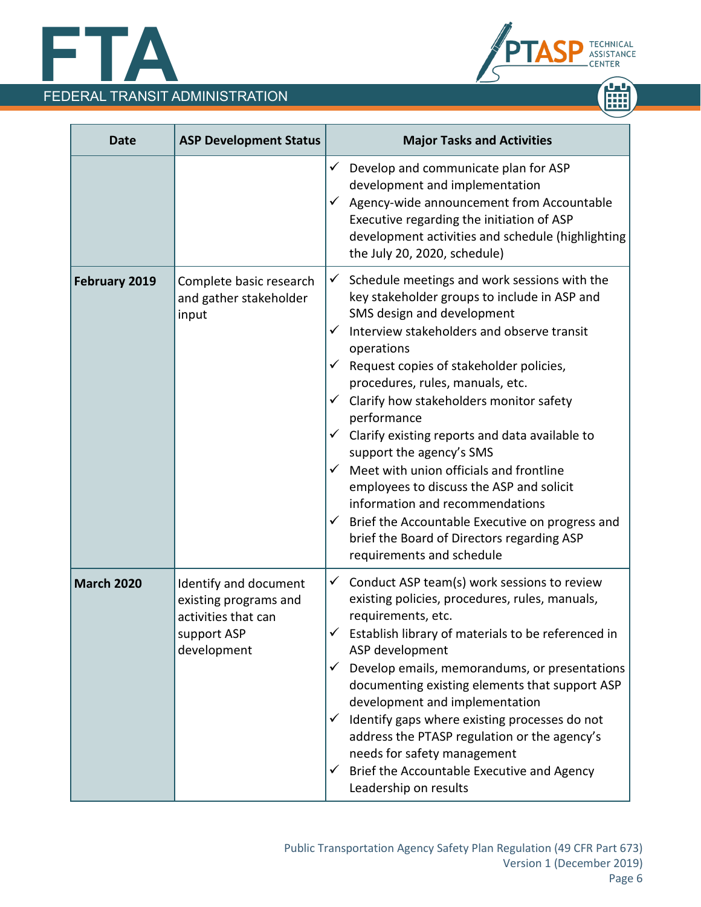| Date | ASP Development Status | Major Tasks and Activities |
| --- | --- | --- |
| | | ✓ Develop and communicate plan for ASP development and implementation<br>✓ Agency-wide announcement from Accountable Executive regarding the initiation of ASP development activities and schedule (highlighting the July 20, 2020, schedule) |
| **February 2019** | Complete basic research and gather stakeholder input | ✓ Schedule meetings and work sessions with the key stakeholder groups to include in ASP and SMS design and development<br>✓ Interview stakeholders and observe transit operations<br>✓ Request copies of stakeholder policies, procedures, rules, manuals, etc.<br>✓ Clarify how stakeholders monitor safety performance<br>✓ Clarify existing reports and data available to support the agency's SMS<br>✓ Meet with union officials and frontline employees to discuss the ASP and solicit information and recommendations<br>✓ Brief the Accountable Executive on progress and brief the Board of Directors regarding ASP requirements and schedule |
| **March 2020** | Identify and document existing programs and activities that can support ASP development | ✓ Conduct ASP team(s) work sessions to review existing policies, procedures, rules, manuals, requirements, etc.<br>✓ Establish library of materials to be referenced in ASP development<br>✓ Develop emails, memorandums, or presentations documenting existing elements that support ASP development and implementation<br>✓ Identify gaps where existing processes do not address the PTASP regulation or the agency's needs for safety management<br>✓ Brief the Accountable Executive and Agency Leadership on results |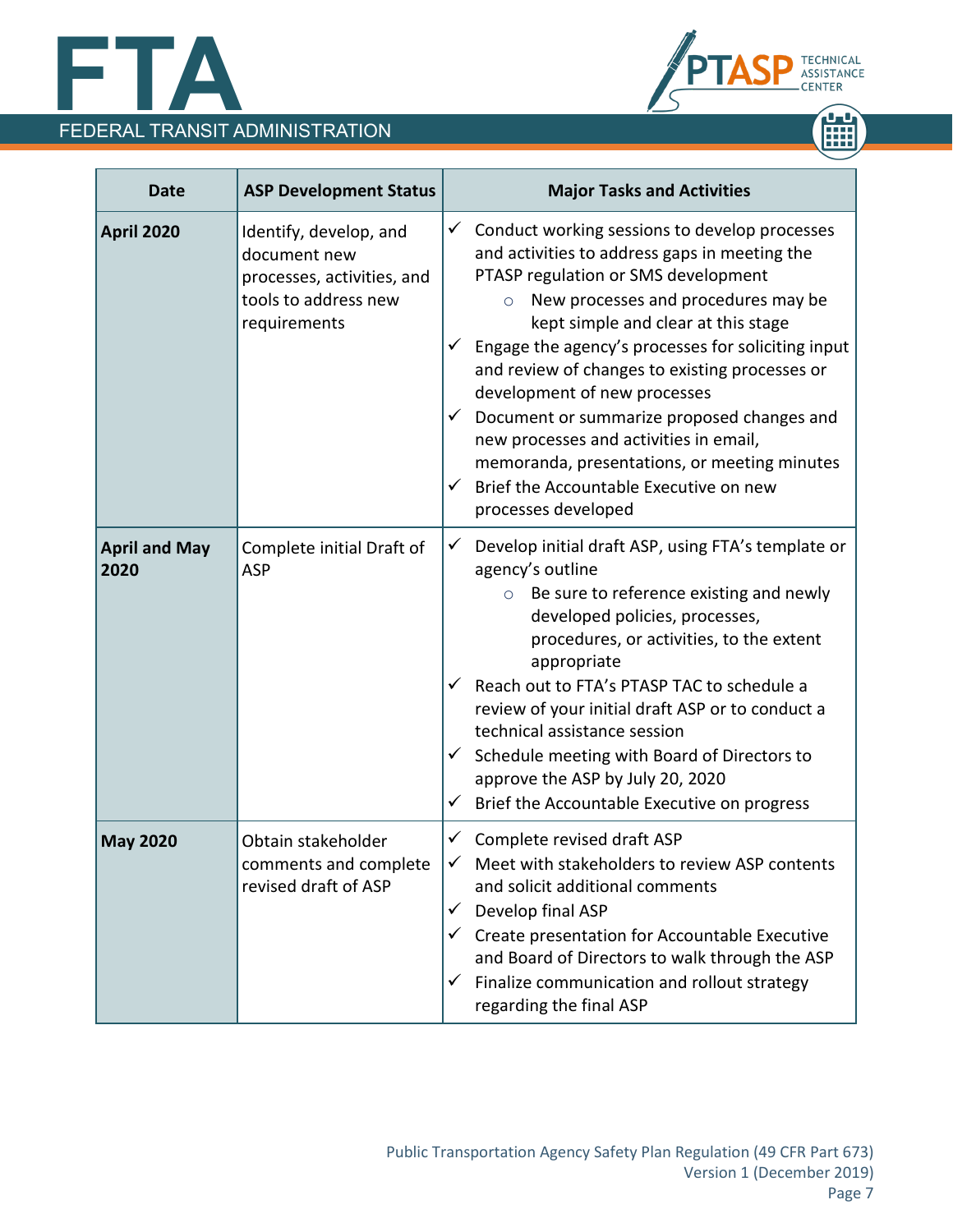| Date | ASP Development Status | Major Tasks and Activities |
|---|---|---|
| **April 2020** | Identify, develop, and document new processes, activities, and tools to address new requirements | ✓ Conduct working sessions to develop processes and activities to address gaps in meeting the PTASP regulation or SMS development<br>○ New processes and procedures may be kept simple and clear at this stage<br>✓ Engage the agency's processes for soliciting input and review of changes to existing processes or development of new processes<br>✓ Document or summarize proposed changes and new processes and activities in email, memoranda, presentations, or meeting minutes<br>✓ Brief the Accountable Executive on new processes developed |
| **April and May 2020** | Complete initial Draft of ASP | ✓ Develop initial draft ASP, using FTA's template or agency's outline<br>○ Be sure to reference existing and newly developed policies, processes, procedures, or activities, to the extent appropriate<br>✓ Reach out to FTA's PTASP TAC to schedule a review of your initial draft ASP or to conduct a technical assistance session<br>✓ Schedule meeting with Board of Directors to approve the ASP by July 20, 2020<br>✓ Brief the Accountable Executive on progress |
| **May 2020** | Obtain stakeholder comments and complete revised draft of ASP | ✓ Complete revised draft ASP<br>✓ Meet with stakeholders to review ASP contents and solicit additional comments<br>✓ Develop final ASP<br>✓ Create presentation for Accountable Executive and Board of Directors to walk through the ASP<br>✓ Finalize communication and rollout strategy regarding the final ASP |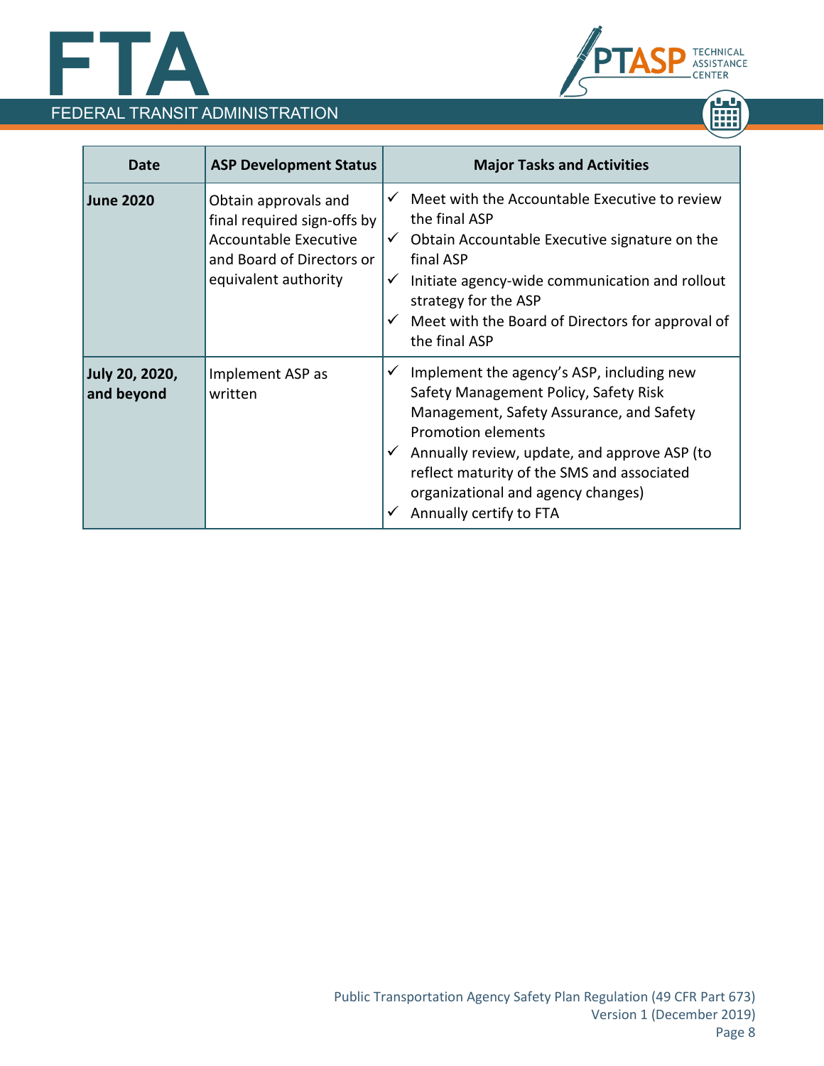| Date | ASP Development Status | Major Tasks and Activities |
|---|---|---|
| **June 2020** | Obtain approvals and final required sign-offs by Accountable Executive and Board of Directors or equivalent authority | ✓ Meet with the Accountable Executive to review the final ASP<br>✓ Obtain Accountable Executive signature on the final ASP<br>✓ Initiate agency-wide communication and rollout strategy for the ASP<br>✓ Meet with the Board of Directors for approval of the final ASP |
| **July 20, 2020, and beyond** | Implement ASP as written | ✓ Implement the agency's ASP, including new Safety Management Policy, Safety Risk Management, Safety Assurance, and Safety Promotion elements<br>✓ Annually review, update, and approve ASP (to reflect maturity of the SMS and associated organizational and agency changes)<br>✓ Annually certify to FTA |